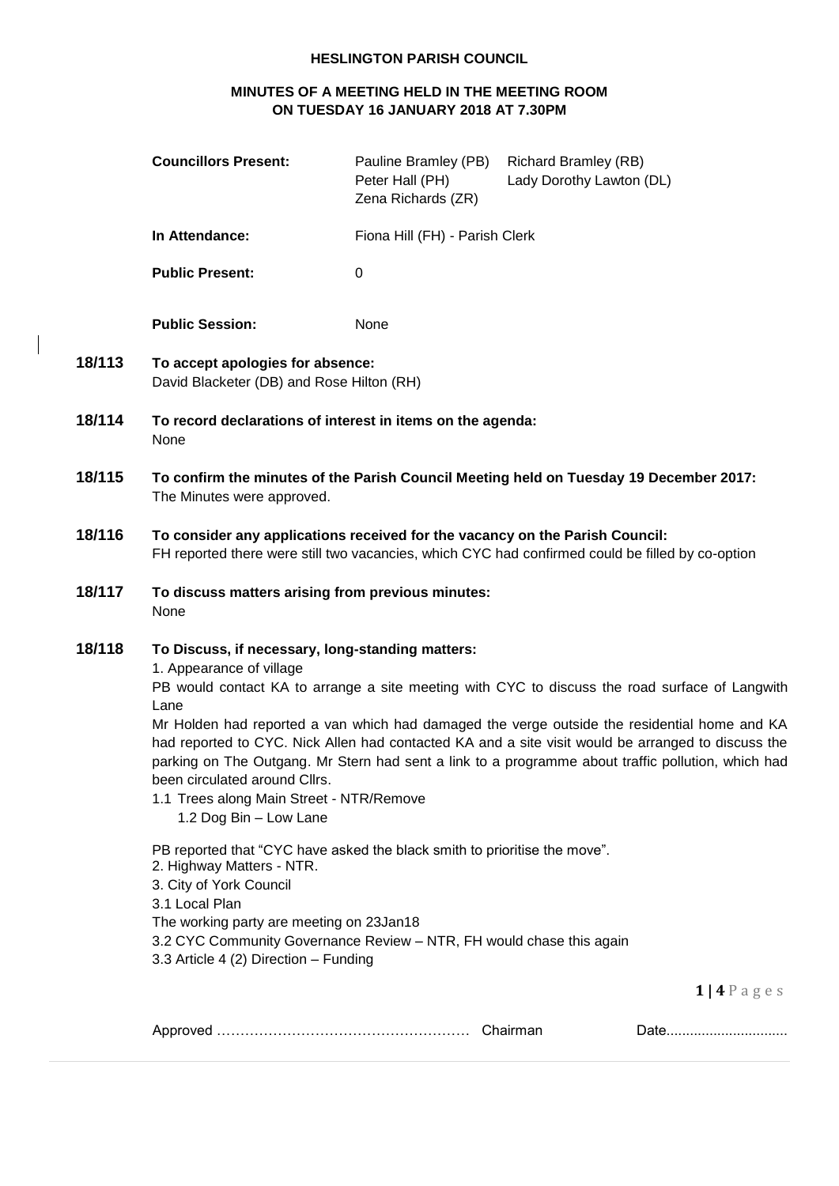**HESLINGTON PARISH COUNCIL**

**MINUTES OF A MEETING HELD IN THE MEETING ROOM ON TUESDAY 16 JANUARY 2018 AT 7.30PM**

| | | |
|---|---|---|
| **Councillors Present:** | Pauline Bramley (PB)<br>Peter Hall (PH)<br>Zena Richards (ZR) | Richard Bramley (RB)<br>Lady Dorothy Lawton (DL) |
| **In Attendance:** | Fiona Hill (FH) - Parish Clerk | |
| **Public Present:** | 0 | |
| **Public Session:** | None | |

**18/113 To accept apologies for absence:**
David Blacketer (DB) and Rose Hilton (RH)

**18/114 To record declarations of interest in items on the agenda:**
None

**18/115 To confirm the minutes of the Parish Council Meeting held on Tuesday 19 December 2017:**
The Minutes were approved.

**18/116 To consider any applications received for the vacancy on the Parish Council:**
FH reported there were still two vacancies, which CYC had confirmed could be filled by co-option

**18/117 To discuss matters arising from previous minutes:**
None

**18/118 To Discuss, if necessary, long-standing matters:**

1. Appearance of village

PB would contact KA to arrange a site meeting with CYC to discuss the road surface of Langwith Lane

Mr Holden had reported a van which had damaged the verge outside the residential home and KA had reported to CYC. Nick Allen had contacted KA and a site visit would be arranged to discuss the parking on The Outgang. Mr Stern had sent a link to a programme about traffic pollution, which had been circulated around Cllrs.

1.1 Trees along Main Street - NTR/Remove
1.2 Dog Bin – Low Lane

PB reported that "CYC have asked the black smith to prioritise the move".

2. Highway Matters - NTR.
3. City of York Council
3.1 Local Plan
The working party are meeting on 23Jan18
3.2 CYC Community Governance Review – NTR, FH would chase this again
3.3 Article 4 (2) Direction – Funding

Approved …………………………………………… Chairman Date..............................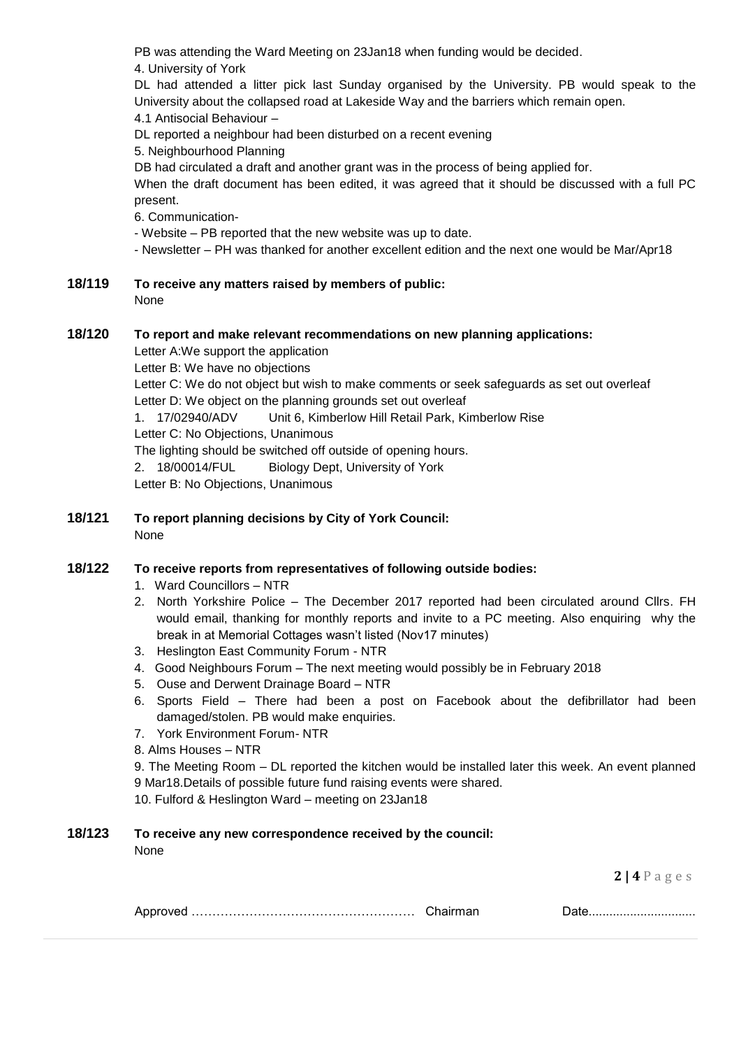PB was attending the Ward Meeting on 23Jan18 when funding would be decided.

4. University of York

DL had attended a litter pick last Sunday organised by the University. PB would speak to the University about the collapsed road at Lakeside Way and the barriers which remain open.

4.1 Antisocial Behaviour –

DL reported a neighbour had been disturbed on a recent evening

5. Neighbourhood Planning

DB had circulated a draft and another grant was in the process of being applied for.

When the draft document has been edited, it was agreed that it should be discussed with a full PC present.

6. Communication-

- Website – PB reported that the new website was up to date.
- Newsletter – PH was thanked for another excellent edition and the next one would be Mar/Apr18

**18/119 To receive any matters raised by members of public:**

None

**18/120 To report and make relevant recommendations on new planning applications:**

Letter A:We support the application

Letter B: We have no objections

Letter C: We do not object but wish to make comments or seek safeguards as set out overleaf

Letter D: We object on the planning grounds set out overleaf

1. 17/02940/ADV Unit 6, Kimberlow Hill Retail Park, Kimberlow Rise

Letter C: No Objections, Unanimous

The lighting should be switched off outside of opening hours.

2. 18/00014/FUL Biology Dept, University of York

Letter B: No Objections, Unanimous

**18/121 To report planning decisions by City of York Council:**

None

**18/122 To receive reports from representatives of following outside bodies:**

1. Ward Councillors – NTR
2. North Yorkshire Police – The December 2017 reported had been circulated around Cllrs. FH would email, thanking for monthly reports and invite to a PC meeting. Also enquiring why the break in at Memorial Cottages wasn't listed (Nov17 minutes)
3. Heslington East Community Forum - NTR
4. Good Neighbours Forum – The next meeting would possibly be in February 2018
5. Ouse and Derwent Drainage Board – NTR
6. Sports Field – There had been a post on Facebook about the defibrillator had been damaged/stolen. PB would make enquiries.
7. York Environment Forum- NTR
8. Alms Houses – NTR
9. The Meeting Room – DL reported the kitchen would be installed later this week. An event planned 9 Mar18.Details of possible future fund raising events were shared.
10. Fulford & Heslington Ward – meeting on 23Jan18

**18/123 To receive any new correspondence received by the council:**

None

Approved …………………………………………… Chairman Date..............................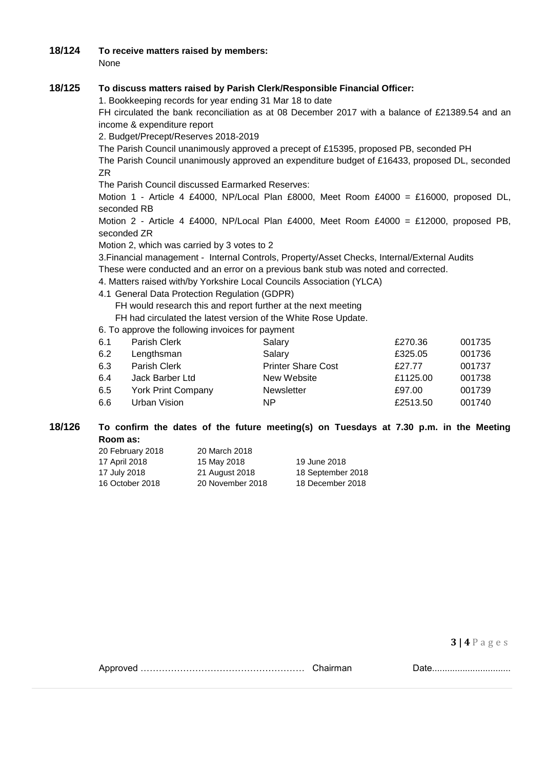**18/124 To receive matters raised by members:**

None

**18/125 To discuss matters raised by Parish Clerk/Responsible Financial Officer:**

1. Bookkeeping records for year ending 31 Mar 18 to date

FH circulated the bank reconciliation as at 08 December 2017 with a balance of £21389.54 and an income & expenditure report

2. Budget/Precept/Reserves 2018-2019

The Parish Council unanimously approved a precept of £15395, proposed PB, seconded PH

The Parish Council unanimously approved an expenditure budget of £16433, proposed DL, seconded ZR

The Parish Council discussed Earmarked Reserves:

Motion 1 - Article 4 £4000, NP/Local Plan £8000, Meet Room £4000 = £16000, proposed DL, seconded RB

Motion 2 - Article 4 £4000, NP/Local Plan £4000, Meet Room £4000 = £12000, proposed PB, seconded ZR

Motion 2, which was carried by 3 votes to 2

3.Financial management - Internal Controls, Property/Asset Checks, Internal/External Audits

These were conducted and an error on a previous bank stub was noted and corrected.

4. Matters raised with/by Yorkshire Local Councils Association (YLCA)

4.1 General Data Protection Regulation (GDPR)

FH would research this and report further at the next meeting

FH had circulated the latest version of the White Rose Update.

6. To approve the following invoices for payment

| | | | | |
|---|---|---|---|---|
| 6.1 | Parish Clerk | Salary | £270.36 | 001735 |
| 6.2 | Lengthsman | Salary | £325.05 | 001736 |
| 6.3 | Parish Clerk | Printer Share Cost | £27.77 | 001737 |
| 6.4 | Jack Barber Ltd | New Website | £1125.00 | 001738 |
| 6.5 | York Print Company | Newsletter | £97.00 | 001739 |
| 6.6 | Urban Vision | NP | £2513.50 | 001740 |

**18/126 To confirm the dates of the future meeting(s) on Tuesdays at 7.30 p.m. in the Meeting Room as:**

| | | |
|---|---|---|
| 20 February 2018 | 20 March 2018 | |
| 17 April 2018 | 15 May 2018 | 19 June 2018 |
| 17 July 2018 | 21 August 2018 | 18 September 2018 |
| 16 October 2018 | 20 November 2018 | 18 December 2018 |

Approved …………………………………………… Chairman Date..............................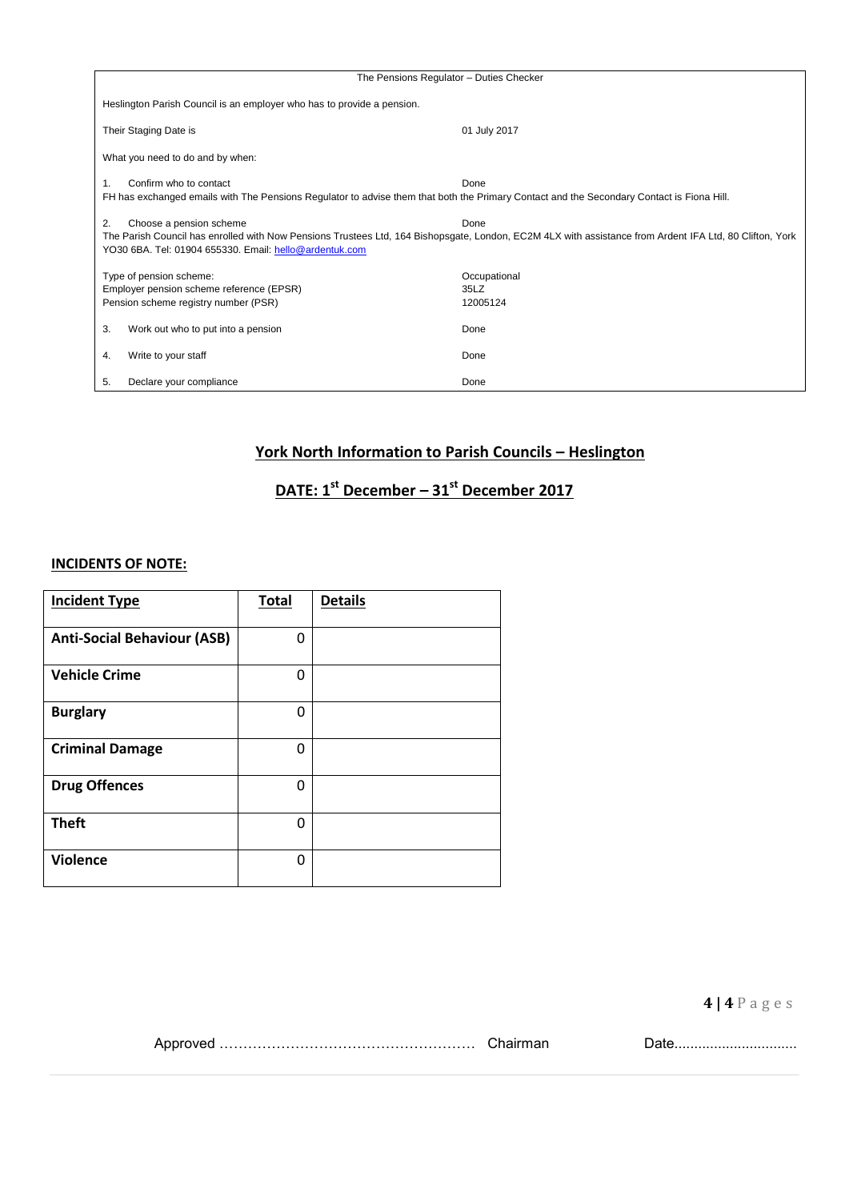| The Pensions Regulator – Duties Checker | |
|---|---|
| Heslington Parish Council is an employer who has to provide a pension. | |
| Their Staging Date is | 01 July 2017 |
| What you need to do and by when: | |
| 1. Confirm who to contact | Done |
| FH has exchanged emails with The Pensions Regulator to advise them that both the Primary Contact and the Secondary Contact is Fiona Hill. | |
| 2. Choose a pension scheme | Done |
| The Parish Council has enrolled with Now Pensions Trustees Ltd, 164 Bishopsgate, London, EC2M 4LX with assistance from Ardent IFA Ltd, 80 Clifton, York YO30 6BA. Tel: 01904 655330. Email: hello@ardentuk.com | |
| Type of pension scheme: | Occupational |
| Employer pension scheme reference (EPSR) | 35LZ |
| Pension scheme registry number (PSR) | 12005124 |
| 3. Work out who to put into a pension | Done |
| 4. Write to your staff | Done |
| 5. Declare your compliance | Done |

## York North Information to Parish Councils – Heslington

## DATE: 1st December – 31st December 2017

**INCIDENTS OF NOTE:**

| Incident Type | Total | Details |
|---|---|---|
| **Anti-Social Behaviour (ASB)** | 0 | |
| **Vehicle Crime** | 0 | |
| **Burglary** | 0 | |
| **Criminal Damage** | 0 | |
| **Drug Offences** | 0 | |
| **Theft** | 0 | |
| **Violence** | 0 | |

Approved …………………………………………… Chairman Date...............................